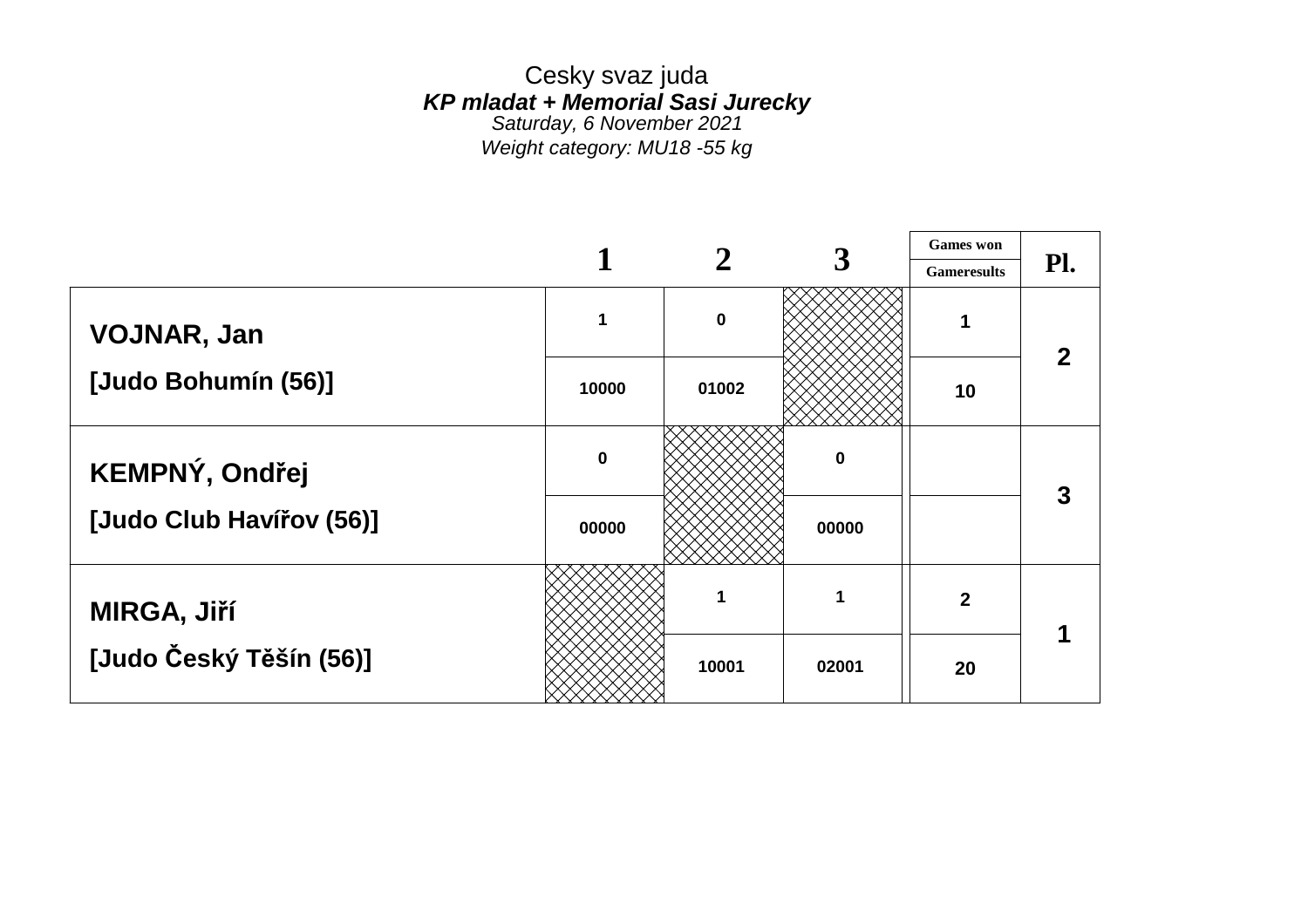Cesky svaz juda

***KP mladat + Memorial Sasi Jurecky***

*Saturday, 6 November 2021*

*Weight category: MU18 -55 kg*

| | 1 | 2 | 3 | Games won / Gameresults | Pl. |
|---|---|---|---|---|---|
| **VOJNAR, Jan** | 1 | 0 | | 1 | 2 |
| **[Judo Bohumín (56)]** | 10000 | 01002 | | 10 | |
| **KEMPNÝ, Ondřej** | 0 | | 0 | | 3 |
| **[Judo Club Havířov (56)]** | 00000 | | 00000 | | |
| **MIRGA, Jiří** | | 1 | 1 | 2 | 1 |
| **[Judo Český Těšín (56)]** | | 10001 | 02001 | 20 | |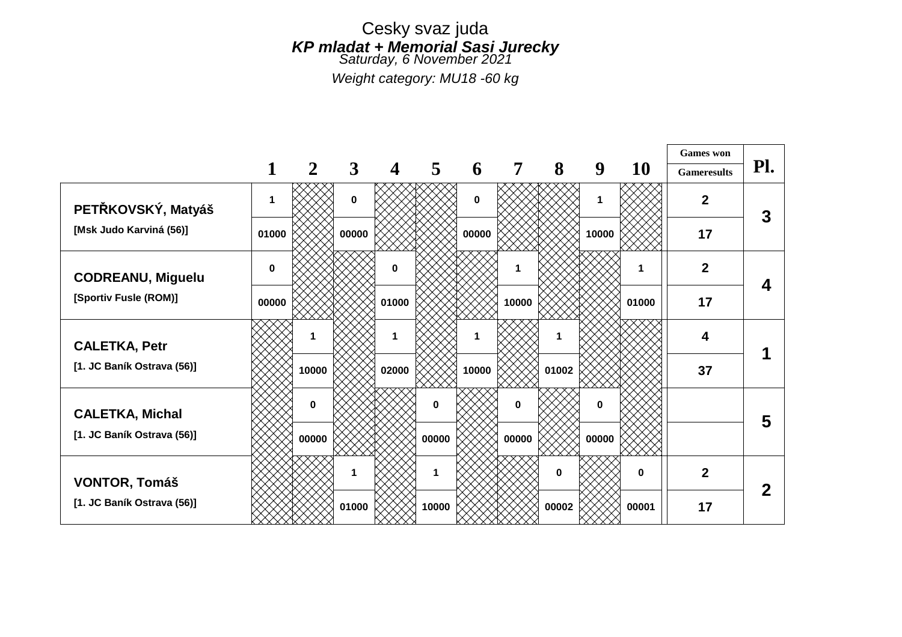# Cesky svaz juda

## *KP mladat + Memorial Sasi Jurecky*

*Saturday, 6 November 2021*

*Weight category: MU18 -60 kg*

| | 1 | 2 | 3 | 4 | 5 | 6 | 7 | 8 | 9 | 10 | Games won / Gameresults | Pl. |
|---|---|---|---|---|---|---|---|---|---|---|---|---|
| **PETŘKOVSKÝ, Matyáš** | 1 | | 0 | | | 0 | | | 1 | | 2 | 3 |
| **[Msk Judo Karviná (56)]** | 01000 | | 00000 | | | 00000 | | | 10000 | | 17 | |
| **CODREANU, Miguelu** | 0 | | | 0 | | | 1 | | | 1 | 2 | 4 |
| **[Sportiv Fusle (ROM)]** | 00000 | | | 01000 | | | 10000 | | | 01000 | 17 | |
| **CALETKA, Petr** | | 1 | | 1 | | 1 | | 1 | | | 4 | 1 |
| **[1. JC Baník Ostrava (56)]** | | 10000 | | 02000 | | 10000 | | 01002 | | | 37 | |
| **CALETKA, Michal** | | 0 | | | 0 | | 0 | | 0 | | | 5 |
| **[1. JC Baník Ostrava (56)]** | | 00000 | | | 00000 | | 00000 | | 00000 | | | |
| **VONTOR, Tomáš** | | | 1 | | 1 | | | 0 | | 0 | 2 | 2 |
| **[1. JC Baník Ostrava (56)]** | | | 01000 | | 10000 | | | 00002 | | 00001 | 17 | |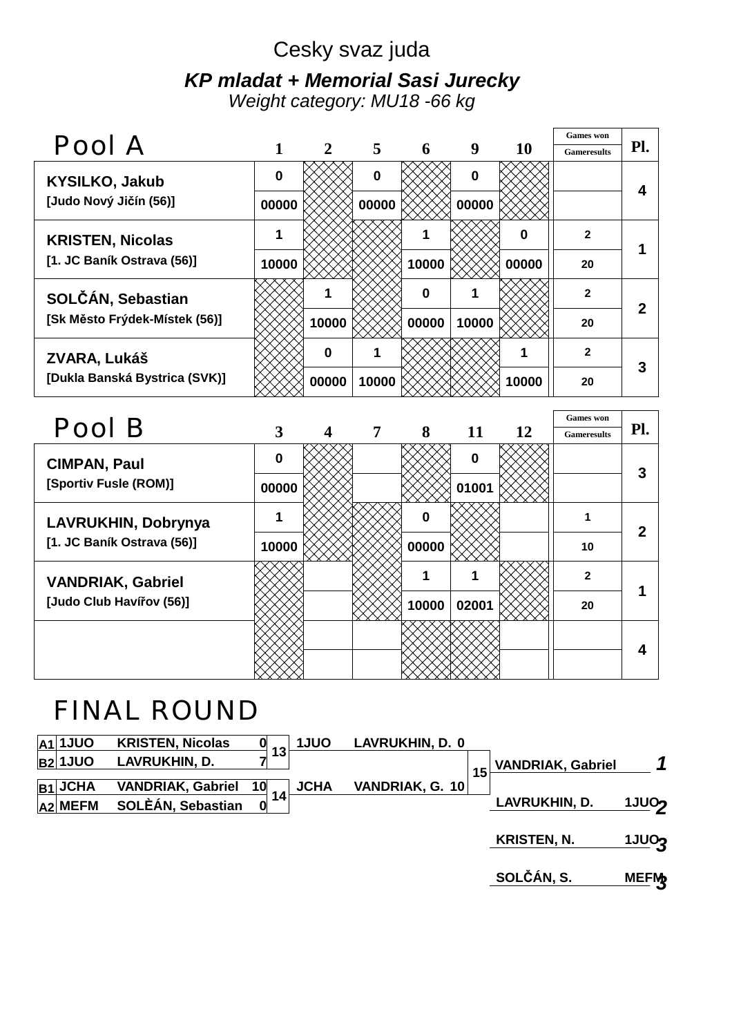Cesky svaz juda

***KP mladat + Memorial Sasi Jurecky***

*Weight category: MU18 -66 kg*

## Pool A

| | 1 | 2 | 5 | 6 | 9 | 10 | Games won / Gameresults | Pl. |
|---|---|---|---|---|---|---|---|---|
| **KYSILKO, Jakub** [Judo Nový Jičín (56)] | 0 / 00000 | | 0 / 00000 | | 0 / 00000 | | | 4 |
| **KRISTEN, Nicolas** [1. JC Baník Ostrava (56)] | 1 / 10000 | | | 1 / 10000 | | 0 / 00000 | 2 / 20 | 1 |
| **SOLČÁN, Sebastian** [Sk Město Frýdek-Místek (56)] | | 1 / 10000 | | 0 / 00000 | 1 / 10000 | | 2 / 20 | 2 |
| **ZVARA, Lukáš** [Dukla Banská Bystrica (SVK)] | | 0 / 00000 | 1 / 10000 | | | 1 / 10000 | 2 / 20 | 3 |

## Pool B

| | 3 | 4 | 7 | 8 | 11 | 12 | Games won / Gameresults | Pl. |
|---|---|---|---|---|---|---|---|---|
| **CIMPAN, Paul** [Sportiv Fusle (ROM)] | 0 / 00000 | | | | 0 / 01001 | | | 3 |
| **LAVRUKHIN, Dobrynya** [1. JC Baník Ostrava (56)] | 1 / 10000 | | | 0 / 00000 | | | 1 / 10 | 2 |
| **VANDRIAK, Gabriel** [Judo Club Havířov (56)] | | | | 1 / 10000 | 1 / 02001 | | 2 / 20 | 1 |
| | | | | | | | | 4 |

## FINAL ROUND

| | Club | Name | Score | Match |
|---|---|---|---|---|
| A1 | 1JUO | KRISTEN, Nicolas | 0 | 13 |
| B2 | 1JUO | LAVRUKHIN, D. | 7 | 13 |
| B1 | JCHA | VANDRIAK, Gabriel | 10 | 14 |
| A2 | MEFM | SOLÈÁN, Sebastian | 0 | 14 |

| Club | Name | Score | Match |
|---|---|---|---|
| 1JUO | LAVRUKHIN, D. | 0 | 15 |
| JCHA | VANDRIAK, G. | 10 | 15 |

| Place | Name | Club |
|---|---|---|
| 1 | VANDRIAK, Gabriel | |
| 2 | LAVRUKHIN, D. | 1JUO |
| 3 | KRISTEN, N. | 1JUO |
| 3 | SOLČÁN, S. | MEFM |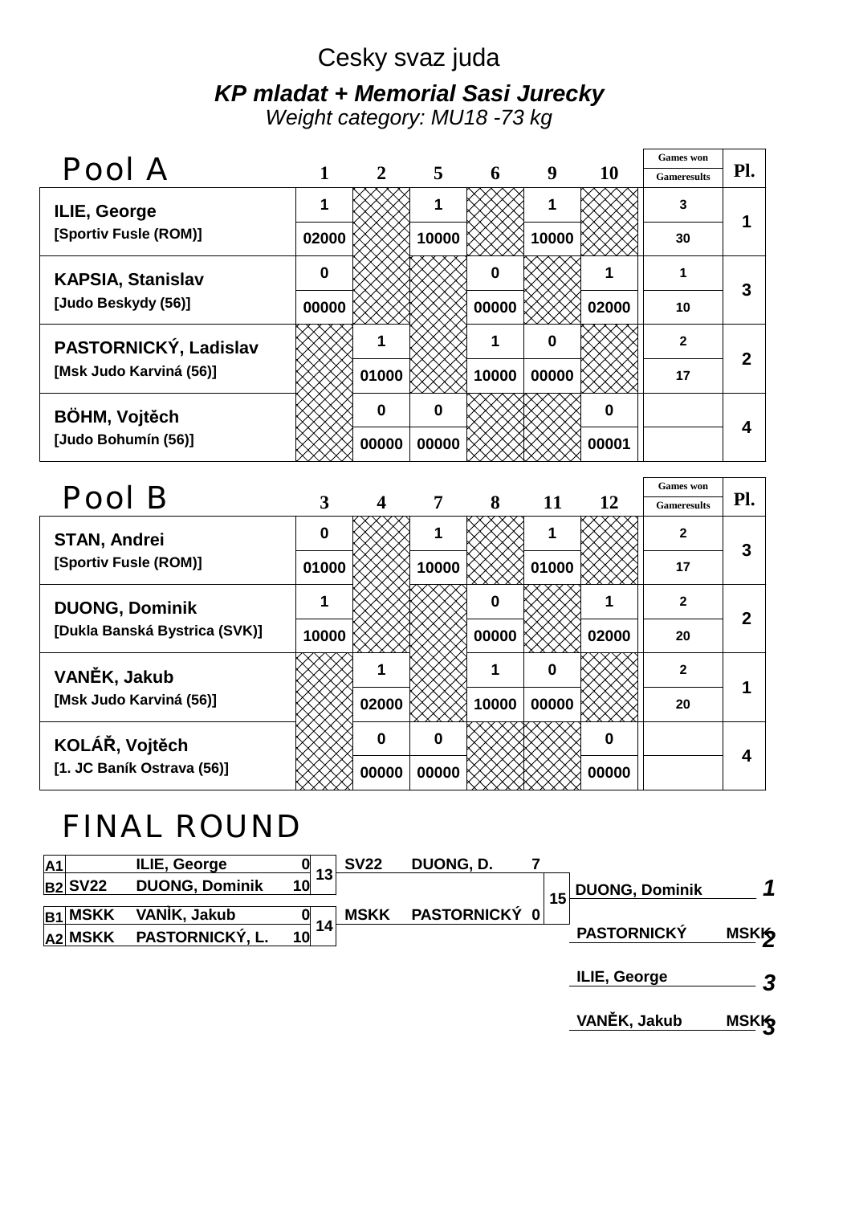Cesky svaz juda

***KP mladat + Memorial Sasi Jurecky***

*Weight category: MU18 -73 kg*

## Pool A

| | 1 | 2 | 5 | 6 | 9 | 10 | Games won / Gameresults | Pl. |
|---|---|---|---|---|---|---|---|---|
| **ILIE, George** | 1 | | 1 | | 1 | | 3 | 1 |
| [Sportiv Fusle (ROM)] | 02000 | | 10000 | | 10000 | | 30 | |
| **KAPSIA, Stanislav** | 0 | | | 0 | | 1 | 1 | 3 |
| [Judo Beskydy (56)] | 00000 | | | 00000 | | 02000 | 10 | |
| **PASTORNICKÝ, Ladislav** | | 1 | | 1 | 0 | | 2 | 2 |
| [Msk Judo Karviná (56)] | | 01000 | | 10000 | 00000 | | 17 | |
| **BÖHM, Vojtěch** | | 0 | 0 | | | 0 | | 4 |
| [Judo Bohumín (56)] | | 00000 | 00000 | | | 00001 | | |

## Pool B

| | 3 | 4 | 7 | 8 | 11 | 12 | Games won / Gameresults | Pl. |
|---|---|---|---|---|---|---|---|---|
| **STAN, Andrei** | 0 | | 1 | | 1 | | 2 | 3 |
| [Sportiv Fusle (ROM)] | 01000 | | 10000 | | 01000 | | 17 | |
| **DUONG, Dominik** | 1 | | | 0 | | 1 | 2 | 2 |
| [Dukla Banská Bystrica (SVK)] | 10000 | | | 00000 | | 02000 | 20 | |
| **VANĚK, Jakub** | | 1 | | 1 | 0 | | 2 | 1 |
| [Msk Judo Karviná (56)] | | 02000 | | 10000 | 00000 | | 20 | |
| **KOLÁŘ, Vojtěch** | | 0 | 0 | | | 0 | | 4 |
| [1. JC Baník Ostrava (56)] | | 00000 | 00000 | | | 00000 | | |

## FINAL ROUND

| Pos. | Club | Name | Score | Match |
|---|---|---|---|---|
| A1 | | ILIE, George | 0 | 13 |
| B2 | SV22 | DUONG, Dominik | 10 | 13 |
| B1 | MSKK | VANĚK, Jakub | 0 | 14 |
| A2 | MSKK | PASTORNICKÝ, L. | 10 | 14 |

| Club | Name | Score | Match |
|---|---|---|---|
| SV22 | DUONG, D. | 7 | 15 |
| MSKK | PASTORNICKÝ | 0 | 15 |

| Place | Name | Club |
|---|---|---|
| 1 | DUONG, Dominik | |
| 2 | PASTORNICKÝ | MSKK |
| 3 | ILIE, George | |
| 3 | VANĚK, Jakub | MSKK |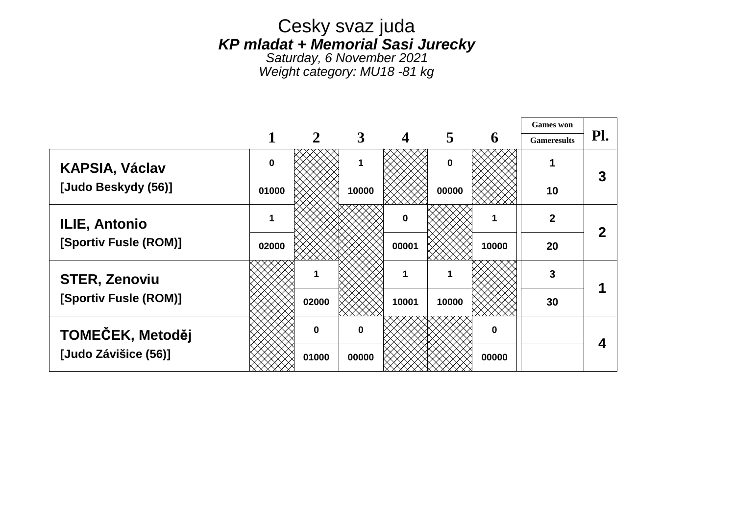# Cesky svaz juda

***KP mladat + Memorial Sasi Jurecky***

*Saturday, 6 November 2021*

*Weight category: MU18 -81 kg*

| | 1 | 2 | 3 | 4 | 5 | 6 | Games won / Gameresults | Pl. |
|---|---|---|---|---|---|---|---|---|
| **KAPSIA, Václav** | 0 | | 1 | | 0 | | 1 | 3 |
| **[Judo Beskydy (56)]** | 01000 | | 10000 | | 00000 | | 10 | |
| **ILIE, Antonio** | 1 | | | 0 | | 1 | 2 | 2 |
| **[Sportiv Fusle (ROM)]** | 02000 | | | 00001 | | 10000 | 20 | |
| **STER, Zenoviu** | | 1 | | 1 | 1 | | 3 | 1 |
| **[Sportiv Fusle (ROM)]** | | 02000 | | 10001 | 10000 | | 30 | |
| **TOMEČEK, Metoděj** | | 0 | 0 | | | 0 | | 4 |
| **[Judo Závišice (56)]** | | 01000 | 00000 | | | 00000 | | |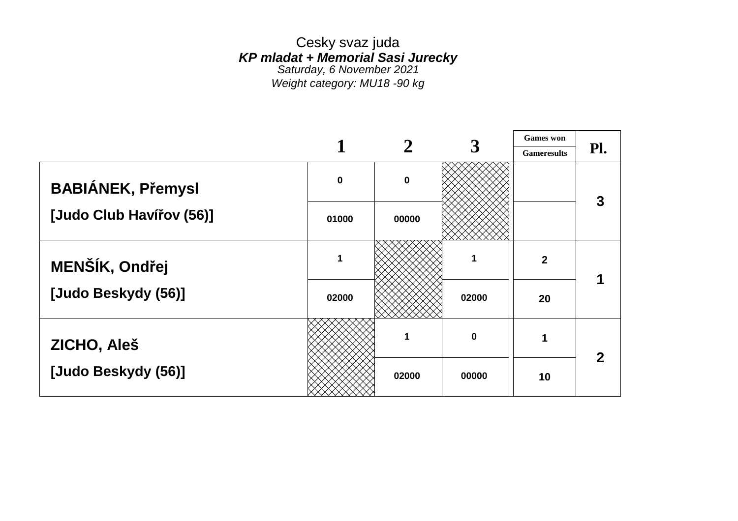Cesky svaz juda

***KP mladat + Memorial Sasi Jurecky***

*Saturday, 6 November 2021*

*Weight category: MU18 -90 kg*

| | 1 | 2 | 3 | Games won / Gameresults | Pl. |
|---|---|---|---|---|---|
| **BABIÁNEK, Přemysl** | 0 | 0 | | | 3 |
| **[Judo Club Havířov (56)]** | 01000 | 00000 | | | |
| **MENŠÍK, Ondřej** | 1 | | 1 | 2 | 1 |
| **[Judo Beskydy (56)]** | 02000 | | 02000 | 20 | |
| **ZICHO, Aleš** | | 1 | 0 | 1 | 2 |
| **[Judo Beskydy (56)]** | | 02000 | 00000 | 10 | |